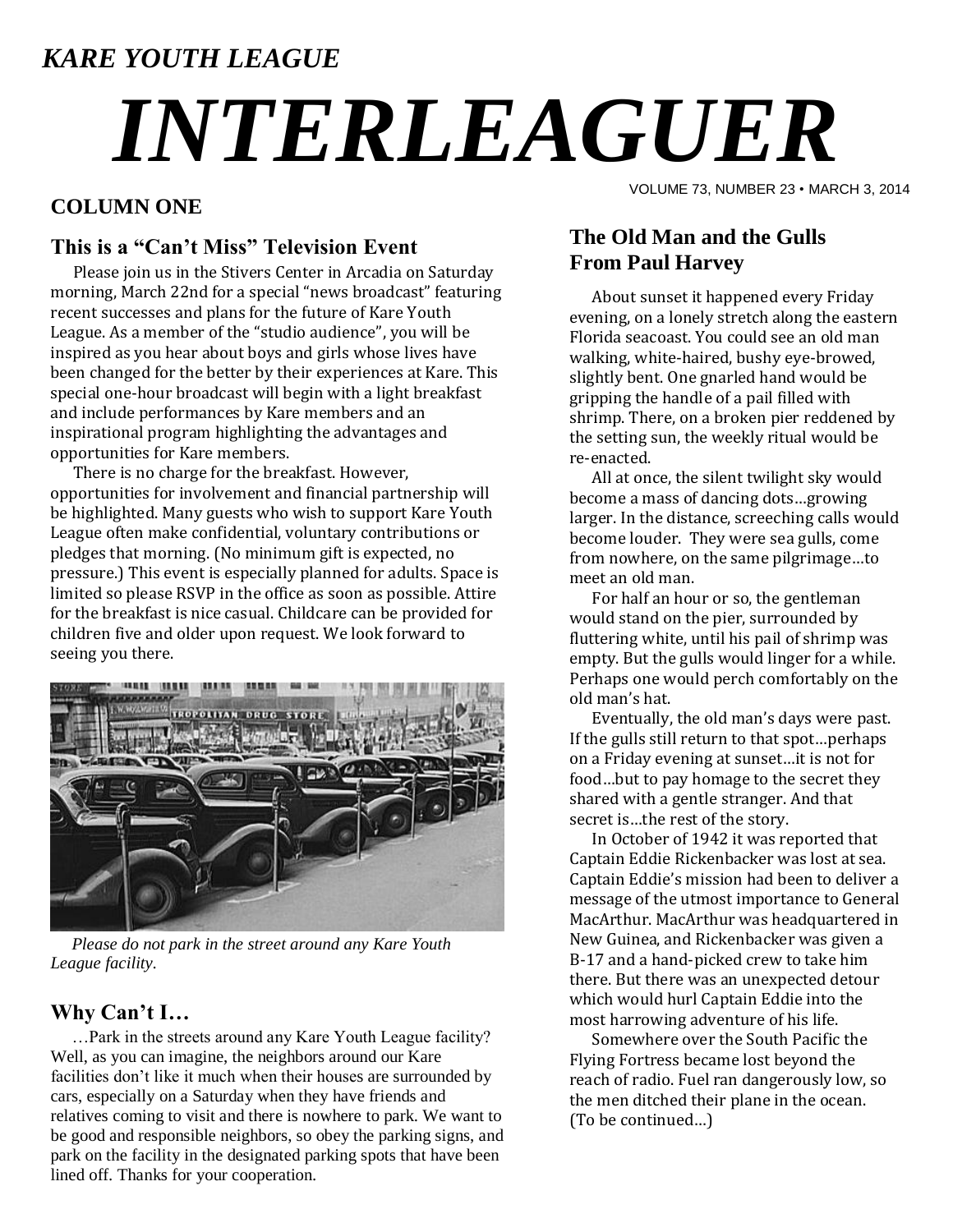*KARE YOUTH LEAGUE*

# *INTERLEAGUER*

VOLUME 73, NUMBER 23 • MARCH 3, 2014

## COLUMN ONE

### This is a "Can't Miss" Television Event

Please join us in the Stivers Center in Arcadia on Saturday morning, March 22nd for a special "news broadcast" featuring recent successes and plans for the future of Kare Youth League. As a member of the "studio audience", you will be inspired as you hear about boys and girls whose lives have been changed for the better by their experiences at Kare. This special one-hour broadcast will begin with a light breakfast and include performances by Kare members and an inspirational program highlighting the advantages and opportunities for Kare members.

There is no charge for the breakfast. However, opportunities for involvement and financial partnership will be highlighted. Many guests who wish to support Kare Youth League often make confidential, voluntary contributions or pledges that morning. (No minimum gift is expected, no pressure.) This event is especially planned for adults. Space is limited so please RSVP in the office as soon as possible. Attire for the breakfast is nice casual. Childcare can be provided for children five and older upon request. We look forward to seeing you there.

*Please do not park in the street around any Kare Youth League facility.*

### Why Can't I…

…Park in the streets around any Kare Youth League facility? Well, as you can imagine, the neighbors around our Kare facilities don't like it much when their houses are surrounded by cars, especially on a Saturday when they have friends and relatives coming to visit and there is nowhere to park. We want to be good and responsible neighbors, so obey the parking signs, and park on the facility in the designated parking spots that have been lined off. Thanks for your cooperation.

### The Old Man and the Gulls From Paul Harvey

About sunset it happened every Friday evening, on a lonely stretch along the eastern Florida seacoast. You could see an old man walking, white-haired, bushy eye-browed, slightly bent. One gnarled hand would be gripping the handle of a pail filled with shrimp. There, on a broken pier reddened by the setting sun, the weekly ritual would be re-enacted.

All at once, the silent twilight sky would become a mass of dancing dots…growing larger. In the distance, screeching calls would become louder. They were sea gulls, come from nowhere, on the same pilgrimage…to meet an old man.

For half an hour or so, the gentleman would stand on the pier, surrounded by fluttering white, until his pail of shrimp was empty. But the gulls would linger for a while. Perhaps one would perch comfortably on the old man's hat.

Eventually, the old man's days were past. If the gulls still return to that spot…perhaps on a Friday evening at sunset…it is not for food…but to pay homage to the secret they shared with a gentle stranger. And that secret is…the rest of the story.

In October of 1942 it was reported that Captain Eddie Rickenbacker was lost at sea. Captain Eddie's mission had been to deliver a message of the utmost importance to General MacArthur. MacArthur was headquartered in New Guinea, and Rickenbacker was given a B-17 and a hand-picked crew to take him there. But there was an unexpected detour which would hurl Captain Eddie into the most harrowing adventure of his life.

Somewhere over the South Pacific the Flying Fortress became lost beyond the reach of radio. Fuel ran dangerously low, so the men ditched their plane in the ocean. (To be continued...)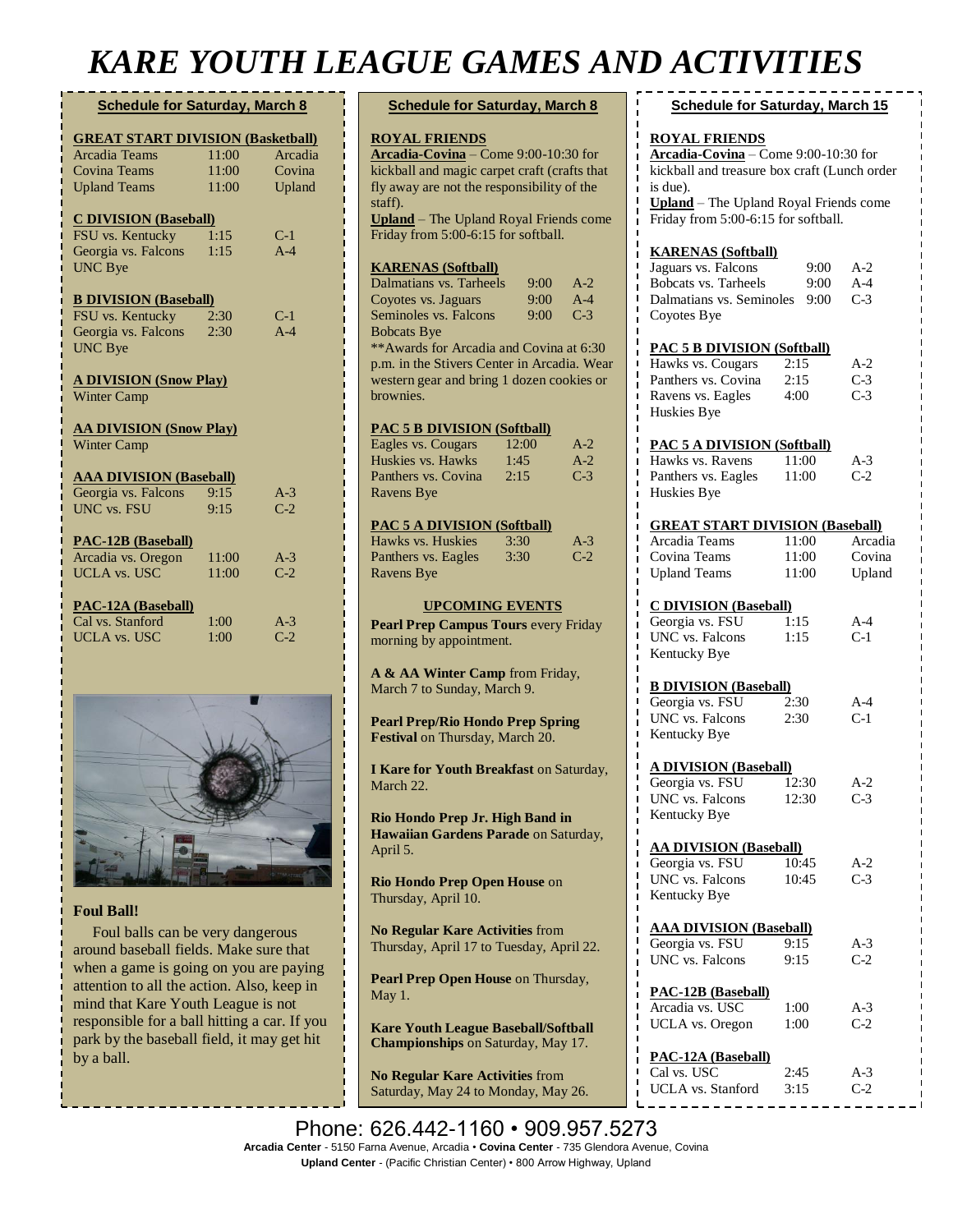# *KARE YOUTH LEAGUE GAMES AND ACTIVITIES*

## Schedule for Saturday, March 8

**GREAT START DIVISION (Basketball)**

| | | |
|---|---|---|
| Arcadia Teams | 11:00 | Arcadia |
| Covina Teams | 11:00 | Covina |
| Upland Teams | 11:00 | Upland |

**C DIVISION (Baseball)**

| | | |
|---|---|---|
| FSU vs. Kentucky | 1:15 | C-1 |
| Georgia vs. Falcons | 1:15 | A-4 |
| UNC Bye | | |

**B DIVISION (Baseball)**

| | | |
|---|---|---|
| FSU vs. Kentucky | 2:30 | C-1 |
| Georgia vs. Falcons | 2:30 | A-4 |
| UNC Bye | | |

**A DIVISION (Snow Play)**

Winter Camp

**AA DIVISION (Snow Play)**

Winter Camp

**AAA DIVISION (Baseball)**

| | | |
|---|---|---|
| Georgia vs. Falcons | 9:15 | A-3 |
| UNC vs. FSU | 9:15 | C-2 |

**PAC-12B (Baseball)**

| | | |
|---|---|---|
| Arcadia vs. Oregon | 11:00 | A-3 |
| UCLA vs. USC | 11:00 | C-2 |

**PAC-12A (Baseball)**

| | | |
|---|---|---|
| Cal vs. Stanford | 1:00 | A-3 |
| UCLA vs. USC | 1:00 | C-2 |

### Foul Ball!

Foul balls can be very dangerous around baseball fields. Make sure that when a game is going on you are paying attention to all the action. Also, keep in mind that Kare Youth League is not responsible for a ball hitting a car. If you park by the baseball field, it may get hit by a ball.

## Schedule for Saturday, March 8

**ROYAL FRIENDS**

**Arcadia-Covina** – Come 9:00-10:30 for kickball and magic carpet craft (crafts that fly away are not the responsibility of the staff).

**Upland** – The Upland Royal Friends come Friday from 5:00-6:15 for softball.

**KARENAS (Softball)**

| | | |
|---|---|---|
| Dalmatians vs. Tarheels | 9:00 | A-2 |
| Coyotes vs. Jaguars | 9:00 | A-4 |
| Seminoles vs. Falcons | 9:00 | C-3 |
| Bobcats Bye | | |

**Awards for Arcadia and Covina at 6:30 p.m. in the Stivers Center in Arcadia. Wear western gear and bring 1 dozen cookies or brownies.

**PAC 5 B DIVISION (Softball)**

| | | |
|---|---|---|
| Eagles vs. Cougars | 12:00 | A-2 |
| Huskies vs. Hawks | 1:45 | A-2 |
| Panthers vs. Covina | 2:15 | C-3 |
| Ravens Bye | | |

**PAC 5 A DIVISION (Softball)**

| | | |
|---|---|---|
| Hawks vs. Huskies | 3:30 | A-3 |
| Panthers vs. Eagles | 3:30 | C-2 |
| Ravens Bye | | |

### UPCOMING EVENTS

**Pearl Prep Campus Tours** every Friday morning by appointment.

**A & AA Winter Camp** from Friday, March 7 to Sunday, March 9.

**Pearl Prep/Rio Hondo Prep Spring Festival** on Thursday, March 20.

**I Kare for Youth Breakfast** on Saturday, March 22.

**Rio Hondo Prep Jr. High Band in Hawaiian Gardens Parade** on Saturday, April 5.

**Rio Hondo Prep Open House** on Thursday, April 10.

**No Regular Kare Activities** from Thursday, April 17 to Tuesday, April 22.

**Pearl Prep Open House** on Thursday, May 1.

**Kare Youth League Baseball/Softball Championships** on Saturday, May 17.

**No Regular Kare Activities** from Saturday, May 24 to Monday, May 26.

## Schedule for Saturday, March 15

**ROYAL FRIENDS**

**Arcadia-Covina** – Come 9:00-10:30 for kickball and treasure box craft (Lunch order is due).

**Upland** – The Upland Royal Friends come Friday from 5:00-6:15 for softball.

**KARENAS (Softball)**

| | | |
|---|---|---|
| Jaguars vs. Falcons | 9:00 | A-2 |
| Bobcats vs. Tarheels | 9:00 | A-4 |
| Dalmatians vs. Seminoles | 9:00 | C-3 |
| Coyotes Bye | | |

**PAC 5 B DIVISION (Softball)**

| | | |
|---|---|---|
| Hawks vs. Cougars | 2:15 | A-2 |
| Panthers vs. Covina | 2:15 | C-3 |
| Ravens vs. Eagles | 4:00 | C-3 |
| Huskies Bye | | |

**PAC 5 A DIVISION (Softball)**

| | | |
|---|---|---|
| Hawks vs. Ravens | 11:00 | A-3 |
| Panthers vs. Eagles | 11:00 | C-2 |
| Huskies Bye | | |

**GREAT START DIVISION (Baseball)**

| | | |
|---|---|---|
| Arcadia Teams | 11:00 | Arcadia |
| Covina Teams | 11:00 | Covina |
| Upland Teams | 11:00 | Upland |

**C DIVISION (Baseball)**

| | | |
|---|---|---|
| Georgia vs. FSU | 1:15 | A-4 |
| UNC vs. Falcons | 1:15 | C-1 |
| Kentucky Bye | | |

**B DIVISION (Baseball)**

| | | |
|---|---|---|
| Georgia vs. FSU | 2:30 | A-4 |
| UNC vs. Falcons | 2:30 | C-1 |
| Kentucky Bye | | |

**A DIVISION (Baseball)**

| | | |
|---|---|---|
| Georgia vs. FSU | 12:30 | A-2 |
| UNC vs. Falcons | 12:30 | C-3 |
| Kentucky Bye | | |

**AA DIVISION (Baseball)**

| | | |
|---|---|---|
| Georgia vs. FSU | 10:45 | A-2 |
| UNC vs. Falcons | 10:45 | C-3 |
| Kentucky Bye | | |

**AAA DIVISION (Baseball)**

| | | |
|---|---|---|
| Georgia vs. FSU | 9:15 | A-3 |
| UNC vs. Falcons | 9:15 | C-2 |

**PAC-12B (Baseball)**

| | | |
|---|---|---|
| Arcadia vs. USC | 1:00 | A-3 |
| UCLA vs. Oregon | 1:00 | C-2 |

**PAC-12A (Baseball)**

| | | |
|---|---|---|
| Cal vs. USC | 2:45 | A-3 |
| UCLA vs. Stanford | 3:15 | C-2 |

Phone: 626.442-1160 • 909.957.5273

**Arcadia Center** - 5150 Farna Avenue, Arcadia • **Covina Center** - 735 Glendora Avenue, Covina

**Upland Center** - (Pacific Christian Center) • 800 Arrow Highway, Upland